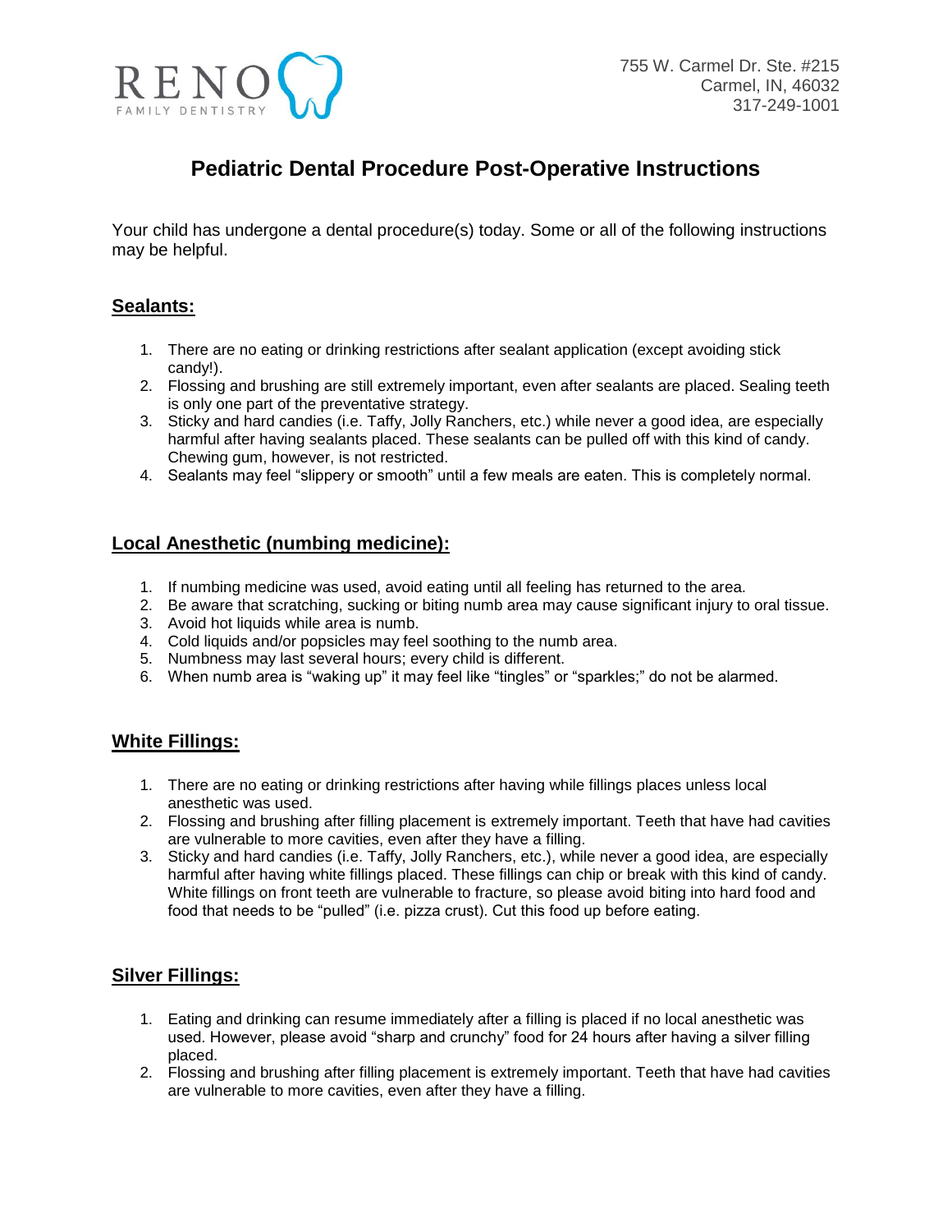RENO FAMILY DENTISTRY

755 W. Carmel Dr. Ste. #215
Carmel, IN, 46032
317-249-1001

# Pediatric Dental Procedure Post-Operative Instructions

Your child has undergone a dental procedure(s) today. Some or all of the following instructions may be helpful.

## Sealants:

1. There are no eating or drinking restrictions after sealant application (except avoiding stick candy!).
2. Flossing and brushing are still extremely important, even after sealants are placed. Sealing teeth is only one part of the preventative strategy.
3. Sticky and hard candies (i.e. Taffy, Jolly Ranchers, etc.) while never a good idea, are especially harmful after having sealants placed. These sealants can be pulled off with this kind of candy. Chewing gum, however, is not restricted.
4. Sealants may feel "slippery or smooth" until a few meals are eaten. This is completely normal.

## Local Anesthetic (numbing medicine):

1. If numbing medicine was used, avoid eating until all feeling has returned to the area.
2. Be aware that scratching, sucking or biting numb area may cause significant injury to oral tissue.
3. Avoid hot liquids while area is numb.
4. Cold liquids and/or popsicles may feel soothing to the numb area.
5. Numbness may last several hours; every child is different.
6. When numb area is "waking up" it may feel like "tingles" or "sparkles;" do not be alarmed.

## White Fillings:

1. There are no eating or drinking restrictions after having while fillings places unless local anesthetic was used.
2. Flossing and brushing after filling placement is extremely important. Teeth that have had cavities are vulnerable to more cavities, even after they have a filling.
3. Sticky and hard candies (i.e. Taffy, Jolly Ranchers, etc.), while never a good idea, are especially harmful after having white fillings placed. These fillings can chip or break with this kind of candy. White fillings on front teeth are vulnerable to fracture, so please avoid biting into hard food and food that needs to be "pulled" (i.e. pizza crust). Cut this food up before eating.

## Silver Fillings:

1. Eating and drinking can resume immediately after a filling is placed if no local anesthetic was used. However, please avoid "sharp and crunchy" food for 24 hours after having a silver filling placed.
2. Flossing and brushing after filling placement is extremely important. Teeth that have had cavities are vulnerable to more cavities, even after they have a filling.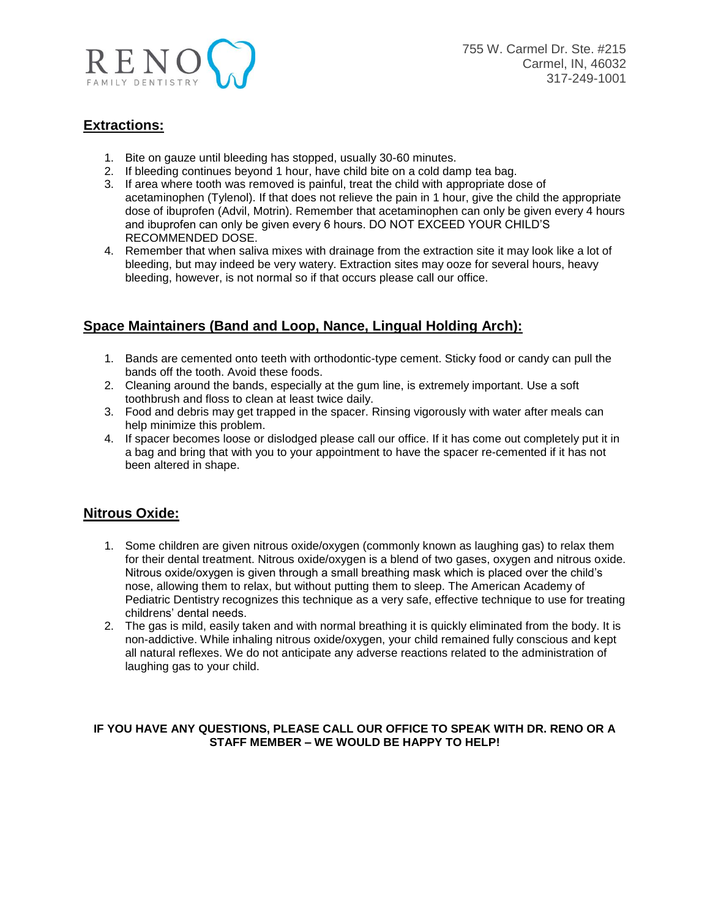RENO FAMILY DENTISTRY

755 W. Carmel Dr. Ste. #215
Carmel, IN, 46032
317-249-1001

## Extractions:

1. Bite on gauze until bleeding has stopped, usually 30-60 minutes.
2. If bleeding continues beyond 1 hour, have child bite on a cold damp tea bag.
3. If area where tooth was removed is painful, treat the child with appropriate dose of acetaminophen (Tylenol). If that does not relieve the pain in 1 hour, give the child the appropriate dose of ibuprofen (Advil, Motrin). Remember that acetaminophen can only be given every 4 hours and ibuprofen can only be given every 6 hours. DO NOT EXCEED YOUR CHILD'S RECOMMENDED DOSE.
4. Remember that when saliva mixes with drainage from the extraction site it may look like a lot of bleeding, but may indeed be very watery. Extraction sites may ooze for several hours, heavy bleeding, however, is not normal so if that occurs please call our office.

## Space Maintainers (Band and Loop, Nance, Lingual Holding Arch):

1. Bands are cemented onto teeth with orthodontic-type cement. Sticky food or candy can pull the bands off the tooth. Avoid these foods.
2. Cleaning around the bands, especially at the gum line, is extremely important. Use a soft toothbrush and floss to clean at least twice daily.
3. Food and debris may get trapped in the spacer. Rinsing vigorously with water after meals can help minimize this problem.
4. If spacer becomes loose or dislodged please call our office. If it has come out completely put it in a bag and bring that with you to your appointment to have the spacer re-cemented if it has not been altered in shape.

## Nitrous Oxide:

1. Some children are given nitrous oxide/oxygen (commonly known as laughing gas) to relax them for their dental treatment. Nitrous oxide/oxygen is a blend of two gases, oxygen and nitrous oxide. Nitrous oxide/oxygen is given through a small breathing mask which is placed over the child's nose, allowing them to relax, but without putting them to sleep. The American Academy of Pediatric Dentistry recognizes this technique as a very safe, effective technique to use for treating childrens' dental needs.
2. The gas is mild, easily taken and with normal breathing it is quickly eliminated from the body. It is non-addictive. While inhaling nitrous oxide/oxygen, your child remained fully conscious and kept all natural reflexes. We do not anticipate any adverse reactions related to the administration of laughing gas to your child.

**IF YOU HAVE ANY QUESTIONS, PLEASE CALL OUR OFFICE TO SPEAK WITH DR. RENO OR A STAFF MEMBER – WE WOULD BE HAPPY TO HELP!**